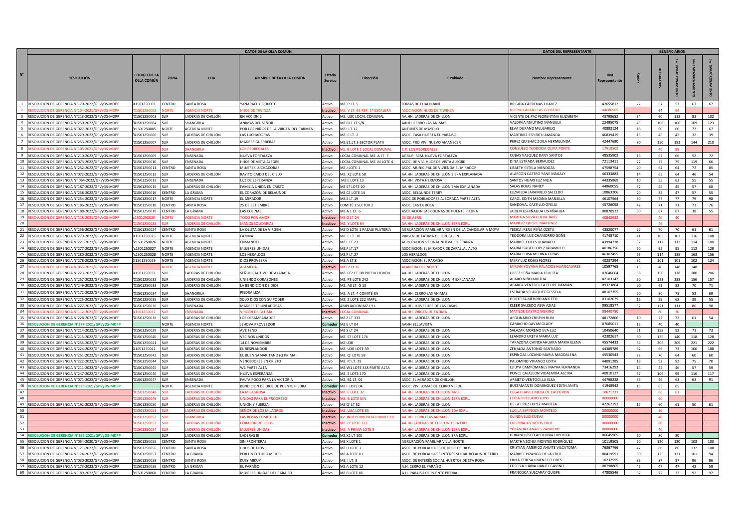| N° | DATOS DE LA OLLA COMÚN | | | | | | | | DATOS DEL REPRESENTANTE | | BENEFICIARIOS | | | | |
|---|---|---|---|---|---|---|---|---|---|---|---|---|---|---|---|
| | RESOLUCIÓN | CÓDIGO DE LA OLLA COMÚN | ZONA | CDA | NOMBRE DE LA OLLA COMÚN | Estado Servico | Dirección | C.Poblado | Nombre Representante | DNI Representante | Socios | DECLARADOS | 1er EMPADRONAMIENTO | 2do EMPADRONAMIENTO | 3er EMPADRONAMIENTO |
| 1 | RESOLUCION DE GERENCIA N°170-2022/GPVyDS-MDPP | X1501250001 | CENTRO | SANTA ROSA | YANAPACUY QUIJOTE | Activo | MZ. P LT. 5 | LOMAS DE CHALHUANI | BRÍGIDA CÁRDENAS CHAVEZ | 42655812 | 22 | 57 | 57 | 67 | 67 |
| 2 | RESOLUCION DE GERENCIA N°104-2021/GPVyDS-MDPP | 'X1501250002 | NORTE | AGENCIA NORTE | HIJOS DE TIWINZA | Inactivo | MZ. V LT. 65 REF. 1º ESCALERA | ASOCIACIÓN HIJOS DE TIWINZA | NOEMI CABANILLAS GOMERO | 44686905 | | 64 | 64 | | |
| 3 | RESOLUCION DE GERENCIA N°213-2022/GPVyDS-MDPP | 'X1501250003 | SUR | LADERAS DE CHILLÓN | EN ACCION 2 | Activo | MZ. U3C LOCAL COMUNAL | AA.HH. LADERAS DE CHILLON | VICENTE DE PAZ FLORENTINA ELIZABETH | 43798652 | 34 | 60 | 112 | 83 | 102 |
| 4 | RESOLUCION DE GERENCIA N°250-2022/GPVyDS-MDPP | 'X1501250004 | SUR | SHANGRILA | ANIMAS DEL SEÑOR | Activo | MZ B11 LT S/N | AAHH. CERRO LAS ANIMAS | VALDIVIA MAUTINO MANUELA | 22495075 | 43 | 108 | 106 | 109 | 123 |
| 5 | RESOLUCION DE GERENCIA N°027-2022/GPVyDS-MDPP | 'x1501250005 | NORTE | AGENCIA NORTE | POR LOS NIÑOS DE LA VIRGEN DEL CARMEN | Activo | MZ.I LT.12 | ANTUNES DE MAYOLO | ELVA DURAND MELGAREJO | 40883124 | 18 | 60 | 60 | 77 | 67 |
| 6 | RESOLUCION DE GERENCIA N°229-2022/GPVyDS-MDPP | 'X1501250006 | SUR | LADERAS DE CHILLÓN | LAS LUCHADORAS | Activo | MZ. E LT. 2 | ASOC. CASA HUERTA EL PARAISO | MARTINEZ ESPIRITU AMANDA | 46839419 | 15 | 45 | 42 | 32 | 39 |
| 7 | RESOLUCION DE GERENCIA N°253-2022/GPVyDS-MDPP | 'X1501250007 | SUR | LADERAS DE CHILLÓN | MADRES GUERRERAS | Activo | MZ.E1.LT.3-SECTOR PLATA | ASOC. PRO VIV. NUEVO AMANECER | PEREZ QUISHAC ZOILA HERMELINDA | 42447680 | 80 | 150 | 183 | 144 | 210 |
| 8 | RESOLUCION DE GERENCIA N°105-2021/GPVyDS-MDPP | | SUR | SHANGRILA | LOS PEDREGALES | Inactivo | Mz. B LOTE 1 LOCAL COMUNAL | C.P. LOS PEDREGALES | CONSUELO TEODOCIA OLIVA PONTE | 17918502 | | 40 | 89 | | |
| 9 | RESOLUCION DE GERENCIA N°210-2022/GPVyDS-MDPP | 'X1501250009 | SUR | ENSENADA | NUEVA FORTALEZA | Activo | LOCAL COMUNAL MZ. A LT. 7 | AGRUP. FAM. NUEVA FORTALEZA | CUBAS VASQUEZ DANY SANTOS | 48535902 | 16 | 67 | 66 | 52 | 72 |
| 10 | RESOLUCION DE GERENCIA N°073-2022/GPVyDS-MDPP | 'X1501250010 | SUR | ENSENADA | HIJOS DE VISTA ALEGRE | Activo | LOCAL COMUNAL MZ. M LOTE 4 | ASOC. DE VIV. HIJOS DE VISTA ALEGRE | DINA ESTRADA BERMUDEZ | 72113411 | 22 | 77 | 75 | 119 | 66 |
| 11 | RESOLUCION DE GERENCIA N°252-2022/GPVyDS-MDPP | 'X1501250011 | CENTRO | SANTA ROSA | MUJERES LUCHADORAS | Activo | MZ J LOTE 1 | ASOC. MUNICIPAL DE VIVIENDA EL MIRADOR | LISBETH ESTELA MENDOZA | 47598754 | 20 | 64 | 64 | 72 | 85 |
| 12 | RESOLUCION DE GERENCIA N°072-2022/GPVyDS-MDPP | 'X1501250012 | SUR | LADERAS DE CHILLÓN | RAYITO CAIDO DEL CIELO | Activo | MZ. X2 LOTE 58 | AA.HH. LADERAS DE CHILLÓN 3 ERA EXPLANADA | ALARCON CASTRO YANE MAGALY | 46333883 | 14 | 65 | 64 | 46 | 54 |
| 13 | RESOLUCION DE GERENCIA N° 064-2022/GPVyDS-MDPP | 'X1501250013 | SUR | ENSENADA | LUZ DE ESPERANZA | Activo | MZ E LOTE 13 | AA.HH. VISTA HERMOSA | SANTOS HUARI LUZ NILIA | 44335869 | 10 | 55 | 63 | 55 | 55 |
| 14 | RESOLUCION DE GERENCIA N°187-2022/GPVyDS-MDPP | 'X1501250015 | SUR | LADERAS DE CHILLÓN | FAMILIA UNIDA EN CRISTO | Activo | MZ S7 LOTE 20 | AA.HH. LADERAS DE CHILLON 7MA EXPLANADA | SALAS ROJAS NANCY | 44860055 | 32 | 45 | 45 | 57 | 68 |
| 15 | RESOLUCION DE GERENCIA N°258-2022/GPVyDS-MDPP | 'X1501250016 | CENTRO | LA GRAMA | EL CORAZÓN DE BELAUNDE | Activo | MZ C4 LOTE 14 | ASOC. BELAUNDE TERRY | LUZMILDA JARAMILLO SALCEDO | 10863206 | 20 | 32 | 47 | 57 | 55 |
| 16 | RESOLUCION DE GERENCIA N°254-2022/GPVyDS-MDPP | 'X1501250017 | NORTE | AGENCIA NORTE | EL MIRADOR | Activo | MZ.S LT.19 | ASOC.DE POBLADORES ALBORADA PARTE ALTA | CAROL EDITH MEDINA MANSILLA | 46107564 | 30 | 77 | 77 | 79 | 98 |
| 17 | RESOLUCION DE GERENCIA N°186-2022/GPVyDS-MDPP | 'X1501250018 | CENTRO | SANTA ROSA | 25 DE SETIEMBRE | Activo | COMITÉ 1 SECTOR 2 | ASOC. SANTA ROSA | SANDOVAL CASTILLO OFELIA | 45726058 | 42 | 71 | 71 | 73 | 76 |
| 18 | RESOLUCION DE GERENCIA N°188-2022/GPVyDS-MDPP | 'X1501250019 | CENTRO | LA GRAMA | LAS COLINAS | Activo | MZ.A 1 LT. 6 | ASOCIACION LAS COLINAS DE PUENTE PIEDRA | JAIDEN USHIÑAHUA USHIÑAHUA | 00870922 | 30 | 67 | 67 | 38 | 55 |
| 19 | RESOLUCION DE GERENCIA N°118-2021/GPVyDS-MDPP | x1501250020 | NORTE | AGENCIA NORTE | TODO POR AMOR | Inactivo | MZ.G LT.24 | 06 DE ABRIL | MARTHA SILVA CUEVA JAVEL | 40840932 | | 40 | 40 | | |
| 20 | | 'X1501250023 | SUR | LADERAS DE CHILLÓN | MANOS SOLIDARIAS | Inactivo | MZ. Y LOTE 64 | AA.HH. LADERAS DE CHILLON 3ERA EXPL. | MARILUZ QUISPE MARTINEZ | | | 46 | | | |
| 21 | RESOLUCION DE GERENCIA N°256-2022/GPVyDS-MDPP | 'X1501250024 | CENTRO | SANTA ROSA | LA OLLITA DE LA VIRGEN | Activo | MZ D LOTE 1 PASAJE PLATERIA | AGRUPACIÓN FAMILIAR VIRGEN DE LA CANDELARIA MOYA | YESICA IRENE PEÑA OZETA | 43820077 | 22 | 70 | 70 | 61 | 61 |
| 22 | RESOLUCION DE GERENCIA N°279-2022/GPVyDS-MDPP | X1501250025 | NORTE | AGENCIA NORTE | FATIMA | Activo | MZ. E LT. 10 | VIRGEN DE FATIMA DE JERUSALEN | TEODORA LUZ CHAMORRO GOÑE | 41748710 | 41 | 103 | 103 | 116 | 108 |
| 23 | RESOLUCION DE GERENCIA N°221-2022/GPVyDS-MDPP | 'x1501250026 | NORTE | AGENCIA NORTE | ENMANUEL | Activo | MZ.L LT.23 | AGRUPACION VECINAL NUEVA ESPERANZA | MARIBEL ELICES HUANACO | 43994728 | 32 | 112 | 112 | 114 | 100 |
| 24 | RESOLUCION DE GERENCIA N°277-2022/GPVyDS-MDPP | 'x1501250027 | NORTE | AGENCIA NORTE | MUJERES UNIDAS | Activo | MZ.F LT.17 | ASOCIACION EL MIRADOR DE ZAPALLAL ALTO | MARIA ISABEL LOPEZ JARAMILLO | 40186756 | 50 | 95 | 95 | 112 | 129 |
| 25 | RESOLUCION DE GERENCIA N°280-2022/GPVyDS-MDPP | 'x1501250028 | NORTE | AGENCIA NORTE | LOS HERALDOS | Activo | MZ.F LT.27 | LOS HERALDOS | MARIA EDISA MEDINA CUBAS | 46302455 | 53 | 114 | 135 | 163 | 156 |
| 26 | RESOLUCION DE GERENCIA N°278-2022/GPVyDS-MDPP | X1501250029 | NORTE | AGENCIA NORTE | DIOS PROVEERÁ | Activo | MZ.A LT.8 | ASOCIACIÓN EL PARAÍSO | MERY LUZ ROJAS FLORES | 40237294 | 32 | 101 | 101 | 102 | 124 |
| 27 | RESOLUCION DE GERENCIA N°055-2021/GPVyDS-MDPP | | NORTE | AGENCIA NORTE | ALAMEDA | Inactivo | Mz.F2 Lt.16 | ALAMEDA DEL NORTE | MIRIAN YOVANA PALACIOS HUANCAJARES | 10597765 | 15 | 40 | 148 | 148 | |
| 28 | RESOLUCION DE GERENCIA N°223-2022/GPVyDS-MDPP | X1501250031 | SUR | LADERAS DE CHILLÓN | SEÑOR CAUTIVO DE AYABACA | Activo | MZ. O'2 LT. 08 PUEBLO JOVEN | AA.HH. LADERAS DE CHILLON | LOPEZ PEÑA MARIA FELICITA | 07646664 | 56 | 150 | 178 | 180 | 206 |
| 29 | RESOLUCION DE GERENCIA N°257-2022/GPVyDS-MDPP | 'X1501250032 | SUR | LADERAS DE CHILLÓN | UNIENDO CORAZONES | Activo | MZ. P3 LOTE 242 | AA.HH. LADERAS DE CHILLON 4 EXPLANADA | ACARO NIÑO MIRTHA | 42103147 | 50 | 123 | 288 | 156 | 157 |
| 30 | RESOLUCION DE GERENCIA N°249-2022/GPVyDS-MDPP | 'X1501250033 | SUR | LADERAS DE CHILLÓN | LA BENDICION DE DIOS | Activo | MZ. A3 LT. G 13 | AA.HH. LADERAS DE CHILLON | ABARCA VENTOCILLA FELIPE DAMIAN | 09323864 | 20 | 62 | 82 | 70 | 71 |
| 31 | RESOLUCION DE GERENCIA N°172-2022/GPVyDS-MDPP | 'X1501250034 | SUR | SHANGRILA | PIEDRA LIZA | Activo | MZ. A LT. 4 COMITÉ 8A | AA.HH. CERRO LAS ANIMAS | ESTRADA VELASQUEZ GESSELA | 48107355 | 20 | 80 | 75 | 53 | 69 |
| 32 | RESOLUCION DE GERENCIA N°225-2022/GPVyDS-MDPP | 'X1501250035 | SUR | LADERAS DE CHILLÓN | SOLO DIOS CON SU PODER | Activo | MZ. Z LOTE 222 AMPL. | AA.HH. LADERAS DE CHILLON | HORTELIA MERINO ANICETO | 03102675 | 16 | 59 | 68 | 39 | 55 |
| 33 | RESOLUCION DE GERENCIA N°227-2022/GPVyDS-MDPP | 'X1501250036 | SUR | ENSENADA | MADRES TRIUNFADORAS | Activo | AMPLIACION MZ.I Y L | AA.HH. LUIS FELIPE DE LAS CASAS | KLEER SALCEDO ABIA AZIAS | 09518577 | 32 | 121 | 111 | 86 | 98 |
| 34 | RESOLUCION DE GERENCIA N°112-2021/GPVyDS-MDPP | X1501250037 | SUR | ENSENADA | VIRGEN DE FATIMA | Inactivo | LOCAL COMUNAL | AA.HH. VIRGEN DE FATIMA | MATILDE CASTRO MERINO | 08440780 | | 80 | 30 | | |
| 35 | RESOLUCION DE GERENCIA N°228-2022/GPVyDS-MDPP | 'X1501250038 | SUR | LADERAS DE CHILLÓN | LOS DESAMPARADOS | Activo | MZ Z LT 333 | AA.HH. LADERAS DE CHILLON | APOLINARIO CRISPIN RUBI | 48172806 | 10 | 72 | 72 | 61 | 54 |
| 36 | RESOLUCION DE GERENCIA N°377-2021/GPVyDS-MDPP | | NORTE | AGENCIA NORTE | JEHOVA PROVEEDOR | Comedor | MZ E LT 04 | AAHH BELLAVISTA | CAMACHO DAVAN GLADY | 07685011 | 15 | 40 | 40 | | |
| 37 | RESOLUCION DE GERENCIA N°214-2022/GPVyDS-MDPP | 'X1501250039 | SUR | LADERAS DE CHILLÓN | AVE FENIX | Activo | MZ S LT 24 | AA.HH. LADERAS DE CHILLON | SALAZAR MORENO EVA LUZ | 10450640 | 21 | 158 | 92 | 71 | 73 |
| 38 | RESOLUCION DE GERENCIA N°215-2022/GPVyDS-MDPP | 'X1501250040 | SUR | LADERAS DE CHILLÓN | VECINOS UNIDOS | Activo | MZ. S7 LOTE 174 | AA.HH. LADERAS DE CHILLON | LEANDRO URETA MARIA LUZ | 42302617 | 30 | 135 | 140 | 118 | 128 |
| 39 | RESOLUCION DE GERENCIA N°255-2022/GPVyDS-MDPP | 'X1501250041 | SUR | LADERAS DE CHILLÓN | 14 DE NOVIEMBRE | Activo | MZ U3B | AA.HH. LADERAS DE CHILLON | TARAZONA CHINCHAHUARA MARIA ELENA | 45574433 | 54 | 205 | 209 | 221 | 222 |
| 40 | RESOLUCION DE GERENCIA N°224-2022/GPVyDS-MDPP | X1501250042 | SUR | LADERAS DE CHILLÓN | EL RESPLANDOR | Activo | MZ. U3B LOTE 59 | AA.HH. LADERAS DE CHILLON | ZENALDA ANTONIO SANTIAGO | 44389789 | 62 | 66 | 73 | 106 | 188 |
| 41 | RESOLUCION DE GERENCIA N°251-2022/GPVyDS-MDPP | 'X1501250043 | SUR | LADERAS DE CHILLÓN | EL BUEN SAMARITANO (Q PRIMA) | Activo | MZ. Q' LOTE 58 | AA.HH. LADERAS DE CHILLON | ESPINOZA LOZANO MARIA MAGDALENA | 45530543 | 22 | 70 | 64 | 60 | 60 |
| 42 | RESOLUCION DE GERENCIA N°222-2022/GPVyDS-MDPP | 'X1501250044 | SUR | LADERAS DE CHILLÓN | VENCEDORES EN CRISTO | Activo | MZ. R' LT. 29 | AA.HH. LADERAS DE CHILLON | PALOMINO VIVANCO EDITH | 44091285 | 18 | 92 | 92 | 75 | 70 |
| 43 | RESOLUCION DE GERENCIA N°211-2022/GPVyDS-MDPP | 'X1501250045 | SUR | LADERAS DE CHILLÓN | W1 PARTE ALTA | Activo | MZ.W1 LOTE 348 PARTE ALTA | AA.HH. LADERAS DE CHILLON | LLIUYA CAMPOMANES MAYRA FERNANDA | 73416293 | 14 | 45 | 46 | 57 | 59 |
| 44 | RESOLUCION DE GERENCIA N°247-2022/GPVyDS-MDPP | 'X1501250046 | SUR | LADERAS DE CHILLÓN | NUEVA ESPERANZA | Activo | MZ. S LOTE 170 | AA.HH. LADERAS DE CHILLON | PONCE CAJALEON VIDALMIRA ALCIRA | 40810127 | 37 | 106 | 99 | 116 | 117 |
| 45 | RESOLUCION DE GERENCIA N°071-2022/GPVyDS-MDPP | 'X1501250047 | SUR | ENSENADA | FALTA POCO PARA LA VICTORIA | Activo | MZ. B1 LT. 01 | ASOC. EL MIRADOR DE CHILLON | ARBIETO VENTOCILLA ELSA | 44798228 | 35 | 46 | 63 | 63 | 91 |
| 46 | RESOLUCION DE GERENCIA N°329-2021/GPVyDS-MDPP | | NORTE | AGENCIA NORTE | BENDICION DE DIOS DE PUENTE PIEDRA | Comedor | MZ F LOTE 04 | ASOC. VIV. LOMAS DE CERRO VERDE | BUSTAMANTE DOMINGUEZ EDITH ANITA | 41948942 | 15 | 65 | 65 | | |
| 47 | | 'X1501250048 | SUR | LADERAS DE CHILLÓN | LA MILAGROSA | Inactivo | MZ. E LOTE 32 | AA.HH. LADERAS DE CHILLON MZ E | OLGA CHAVEZ MEJIA DE CALDERON | 10671737 | | 60 | 61 | | |
| 48 | | 'X1501250049 | SUR | LADERAS DE CHILLÓN | UNIDAS PARA EL PROGRESO | Inactivo | MZ. B LOTE S/N | AA.HH. LADERAS DE CHILLON 1ERA EXPL. | LEYLA ORELLANO LUYO | 00000000 | | 60 | | | |
| 49 | RESOLUCION DE GERENCIA N°192-2022/GPVyDS-MDPP | 'X1501250050 | SUR | LADERAS DE CHILLÓN | UNION Y FUERZA | Activo | MZ Q' LT 52 | AA.HH. LADERAS DE CHILLON | DE LA CRUZ LOPEZ MARITZA | 42262192 | 17 | 60 | 61 | 50 | 61 |
| 50 | | 'X1501250051 | SUR | LADERAS DE CHILLÓN | SEÑOR DE LOS MILAGROS | Inactivo | MZ. U3A LOTE 85 | AA.HH. LADERAS DE CHILLON 2DA EXPL. | LUCILA ESPINOZA MONTEJO | 00000000 | | 50 | | | |
| 51 | | 'X1501250052 | SUR | SHANGRILA | LAS ROSAS COMITE 10 | Inactivo | AV. INDEPENDENCIA COMITE 10 | AA.HH. CERRO LAS ANIMAS | OLINDA LUIS CUEVA | 00000000 | | 40 | | | |
| 52 | | 'X1501250053 | SUR | LADERAS DE CHILLÓN | CORAZON DE JESUS | Inactivo | MZ. O' LOTE 223 | AA.HH.LADERAS DE CHILLON 1ERA EXPL. | CRISTINA ASENCIOS CRUZ | 00000000 | | 60 | | | |
| 53 | | 'X1501250054 | SUR | LADERAS DE CHILLÓN | MUJERES UNIDAS | Inactivo | MZ. A PRIMA LOTE 3 | AA.HH. LADERAS DE CHILLON 1ERA EXPL. | YOLANDA CANALES ZAMUDIO | 00000000 | | 40 | | | |
| 54 | RESOLUCION DE GERENCIA N°292-2021/GPVyDS-MDPP | | SUR | LADERAS DE CHILLÓN | LADERAS III | Comedor | MZ X2 LT 100 | AA.HH. LADERAS DE CHILLON 3RA EXPL. | DURAND OSCO APOLONIA HIPOLITA | 06645965 | 20 | 80 | 80 | | |
| 55 | RESOLUCION DE GERENCIA N°054-2020/GPVyDS-MDPP | 'X1501250055 | CENTRO | SANTA ROSA | SIN FRONTERAS | Activo | MZ X LOTE 1 | AGRUPACIÓN FAMILIAR VILLA NORTE | MARTHA SONIA MONTES RODRÍGUEZ | 10119505 | 20 | 120 | 120 | 103 | 103 |
| 56 | RESOLUCION DE GERENCIA N°171-2022/GPVyDS-MDPP | 'X1501250056 | CENTRO | SANTA ROSA | HIJOS DE DIOS | Activo | MZ H LOTE 2 | ASOC. DE POBLADORES DE HIJOS DE DIOS | CRISTIAN AMERICO AHUITE VILCATOMA | 76367766 | 42 | 86 | 86 | 132 | 108 |
| 57 | RESOLUCION DE GERENCIA N°174-2022/GPVyDS-MDPP | 'X1501250057 | CENTRO | LA GRAMA | POR UN FUTURO MEJOR | Activo | MZ A LOTE 01 | ASOC. DE POBLADORES INTERÉS SOCIAL BELAUNDE TERRY | MARIBEL PIZANGO DE LA CRUZ | 80419591 | 50 | 125 | 121 | 101 | 94 |
| 58 | RESOLUCION DE GERENCIA N°030-2022/GPVyDS-MDPP | 'X1501250058 | CENTRO | SANTA ROSA | KUSY MIKUY | Activo | MZ. I LT. 3 | ASOC. DE INTERÉS SOCIAL HUERTOS DE STA ROSA | ERIKA TERESA JIMENEZ FLORES | 10232595 | 35 | 87 | 87 | 96 | 96 |
| 59 | RESOLUCION DE GERENCIA N°173-2022/GPVyDS-MDPP | 'X1501250059 | CENTRO | LA GRAMA | EL PARAÍSO | Activo | MZ A LOTE 12 | A.H. CERRO EL PARAÍSO | EUSEBIA JUANA DANIEL GAVINO | 08798805 | 45 | 47 | 47 | 42 | 59 |
| 60 | RESOLUCION DE GERENCIA N°189-2022/GPVyDS-MDPP | 'x1501250060 | CENTRO | LA GRAMA | MUJERES UNIDAS DEL PARAÍSO | Activo | MZ B LOTE 06 | A.H. PARAÍSO DE PUENTE PIEDRA | FRANCISCA SULCARAY QUISPE | 47805546 | 32 | 72 | 72 | 92 | 97 |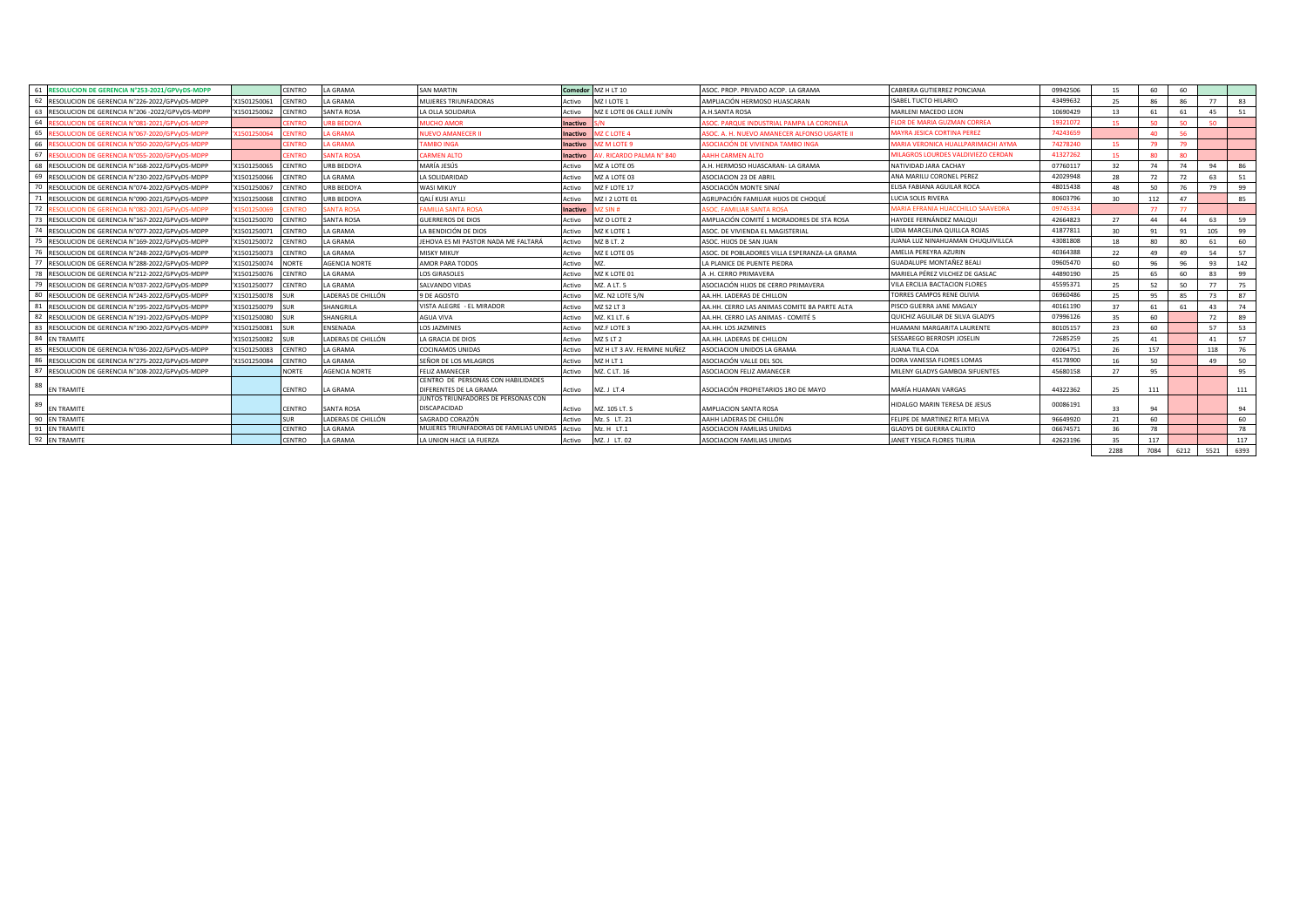| | | | | | | | | | | | | | | | |
|---|---|---|---|---|---|---|---|---|---|---|---|---|---|---|---|
| 61 | RESOLUCION DE GERENCIA N°253-2021/GPVyDS-MDPP | | CENTRO | LA GRAMA | SAN MARTIN | Comedor | MZ H LT 10 | ASOC. PROP. PRIVADO ACOP. LA GRAMA | CABRERA GUTIERREZ PONCIANA | 09942506 | 15 | 60 | 60 | | |
| 62 | RESOLUCION DE GERENCIA N°226-2022/GPVyDS-MDPP | 'X1501250061 | CENTRO | LA GRAMA | MUJERES TRIUNFADORAS | Activo | MZ I LOTE 1 | AMPLIACIÓN HERMOSO HUASCARAN | ISABEL TUCTO HILARIO | 43499632 | 25 | 86 | 86 | 77 | 83 |
| 63 | RESOLUCION DE GERENCIA N°206 -2022/GPVyDS-MDPP | 'X1501250062 | CENTRO | SANTA ROSA | LA OLLA SOLIDARIA | Activo | MZ E LOTE 06 CALLE JUNÍN | A.H.SANTA ROSA | MARLENI MACEDO LEON | 10690429 | 13 | 61 | 61 | 45 | 51 |
| 64 | RESOLUCION DE GERENCIA N°081-2021/GPVyDS-MDPP | | CENTRO | URB BEDOYA | MUCHO AMOR | Inactivo | S/N | ASOC. PARQUE INDUSTRIAL PAMPA LA CORONELA | FLOR DE MARIA GUZMAN CORREA | 19321072 | 15 | 50 | 50 | 50 | |
| 65 | RESOLUCION DE GERENCIA N°067-2020/GPVyDS-MDPP | 'X1501250064 | CENTRO | LA GRAMA | NUEVO AMANECER II | Inactivo | MZ C LOTE 4 | ASOC. A. H. NUEVO AMANECER ALFONSO UGARTE II | MAYRA JESICA CORTINA PEREZ | 74243659 | | 40 | 56 | | |
| 66 | RESOLUCION DE GERENCIA N°050-2020/GPVyDS-MDPP | | CENTRO | LA GRAMA | TAMBO INGA | Inactivo | MZ M LOTE 9 | ASOCIACIÓN DE VIVIENDA TAMBO INGA | MARIA VERONICA HUALLPARIMACHI AYMA | 74278240 | 15 | 79 | 79 | | |
| 67 | RESOLUCION DE GERENCIA N°055-2020/GPVyDS-MDPP | | CENTRO | SANTA ROSA | CARMEN ALTO | Inactivo | AV. RICARDO PALMA N° 840 | AAHH CARMEN ALTO | MILAGROS LOURDES VALDIVIEZO CERDAN | 41327262 | 15 | 80 | 80 | | |
| 68 | RESOLUCION DE GERENCIA N°168-2022/GPVyDS-MDPP | 'X1501250065 | CENTRO | URB BEDOYA | MARÍA JESÚS | Activo | MZ A LOTE 05 | A.H. HERMOSO HUASCARAN- LA GRAMA | NATIVIDAD JARA CACHAY | 07760117 | 32 | 74 | 74 | 94 | 86 |
| 69 | RESOLUCION DE GERENCIA N°230-2022/GPVyDS-MDPP | 'X1501250066 | CENTRO | LA GRAMA | LA SOLIDARIDAD | Activo | MZ A LOTE 03 | ASOCIACION 23 DE ABRIL | ANA MARILU CORONEL PEREZ | 42029948 | 28 | 72 | 72 | 63 | 51 |
| 70 | RESOLUCION DE GERENCIA N°074-2022/GPVyDS-MDPP | 'X1501250067 | CENTRO | URB BEDOYA | WASI MIKUY | Activo | MZ F LOTE 17 | ASOCIACIÓN MONTE SINAÍ | ELISA FABIANA AGUILAR ROCA | 48015438 | 48 | 50 | 76 | 79 | 99 |
| 71 | RESOLUCION DE GERENCIA N°090-2021/GPVyDS-MDPP | 'X1501250068 | CENTRO | URB BEDOYA | QALÍ KUSI AYLLI | Activo | MZ I 2 LOTE 01 | AGRUPACIÓN FAMILIAR HIJOS DE CHOQUÉ | LUCIA SOLIS RIVERA | 80603796 | 30 | 112 | 47 | | 85 |
| 72 | RESOLUCION DE GERENCIA N°082-2021/GPVyDS-MDPP | 'X1501250069 | CENTRO | SANTA ROSA | FAMILIA SANTA ROSA | Inactivo | MZ SIN 8 | ASOC. FAMILIAR SANTA ROSA | MARIA EFRANIA HUACCHILLO SAAVEDRA | 09745334 | | 77 | 77 | | |
| 73 | RESOLUCION DE GERENCIA N°167-2022/GPVyDS-MDPP | 'X1501250070 | CENTRO | SANTA ROSA | GUERREROS DE DIOS | Activo | MZ O LOTE 2 | AMPLIACIÓN COMITÉ 1 MORADORES DE STA ROSA | HAYDEE FERNÁNDEZ MALQUI | 42664823 | 27 | 44 | 44 | 63 | 59 |
| 74 | RESOLUCION DE GERENCIA N°077-2022/GPVyDS-MDPP | 'X1501250071 | CENTRO | LA GRAMA | LA BENDICIÓN DE DIOS | Activo | MZ K LOTE 1 | ASOC. DE VIVIENDA EL MAGISTERIAL | LIDIA MARCELINA QUILLCA ROJAS | 41877811 | 30 | 91 | 91 | 105 | 99 |
| 75 | RESOLUCION DE GERENCIA N°169-2022/GPVyDS-MDPP | 'X1501250072 | CENTRO | LA GRAMA | JEHOVA ES MI PASTOR NADA ME FALTARÁ | Activo | MZ B LT. 2 | ASOC. HIJOS DE SAN JUAN | JUANA LUZ NINAHUAMAN CHUQUIVILLCA | 43081808 | 18 | 80 | 80 | 61 | 60 |
| 76 | RESOLUCION DE GERENCIA N°248-2022/GPVyDS-MDPP | 'X1501250073 | CENTRO | LA GRAMA | MISKY MIKUY | Activo | MZ E LOTE 05 | ASOC. DE POBLADORES VILLA ESPERANZA-LA GRAMA | AMELIA PEREYRA AZURIN | 40364388 | 22 | 49 | 49 | 54 | 57 |
| 77 | RESOLUCION DE GERENCIA N°288-2022/GPVyDS-MDPP | 'X1501250074 | NORTE | AGENCIA NORTE | AMOR PARA TODOS | Activo | MZ. | LA PLANICE DE PUENTE PIEDRA | GUADALUPE MONTAÑEZ BEALI | 09605470 | 60 | 96 | 96 | 93 | 142 |
| 78 | RESOLUCION DE GERENCIA N°212-2022/GPVyDS-MDPP | 'X1501250076 | CENTRO | LA GRAMA | LOS GIRASOLES | Activo | MZ K LOTE 01 | A .H. CERRO PRIMAVERA | MARIELA PÉREZ VILCHEZ DE GASLAC | 44890190 | 25 | 65 | 60 | 83 | 99 |
| 79 | RESOLUCION DE GERENCIA N°037-2022/GPVyDS-MDPP | 'X1501250077 | CENTRO | LA GRAMA | SALVANDO VIDAS | Activo | MZ. A LT. 5 | ASOCIACIÓN HIJOS DE CERRO PRIMAVERA | VILA ERCILIA BACTACION FLORES | 45595371 | 25 | 52 | 50 | 77 | 75 |
| 80 | RESOLUCION DE GERENCIA N°243-2022/GPVyDS-MDPP | 'X1501250078 | SUR | LADERAS DE CHILLÓN | 9 DE AGOSTO | Activo | MZ. N2 LOTE S/N | AA.HH. LADERAS DE CHILLON | TORRES CAMPOS RENE OLIVIA | 06960486 | 25 | 95 | 85 | 73 | 87 |
| 81 | RESOLUCION DE GERENCIA N°195-2022/GPVyDS-MDPP | 'X1501250079 | SUR | SHANGRILA | VISTA ALEGRE - EL MIRADOR | Activo | MZ S2 LT 3 | AA.HH. CERRO LAS ANIMAS COMITE 8A PARTE ALTA | PISCO GUERRA JANE MAGALY | 40161190 | 37 | 61 | 61 | 43 | 74 |
| 82 | RESOLUCION DE GERENCIA N°191-2022/GPVyDS-MDPP | 'X1501250080 | SUR | SHANGRILA | AGUA VIVA | Activo | MZ. K1 LT. 6 | AA.HH. CERRO LAS ANIMAS - COMITÉ 5 | QUICHIZ AGUILAR DE SILVA GLADYS | 07996126 | 35 | 60 | | 72 | 89 |
| 83 | RESOLUCION DE GERENCIA N°190-2022/GPVyDS-MDPP | 'X1501250081 | SUR | ENSENADA | LOS JAZMINES | Activo | MZ.F LOTE 3 | AA.HH. LOS JAZMINES | HUAMANI MARGARITA LAURENTE | 80105157 | 23 | 60 | | 57 | 53 |
| 84 | EN TRAMITE | 'X1501250082 | SUR | LADERAS DE CHILLÓN | LA GRACIA DE DIOS | Activo | MZ S LT 2 | AA.HH. LADERAS DE CHILLON | SESSAREGO BERROSPI JOSELIN | 72685259 | 25 | 41 | | 41 | 57 |
| 85 | RESOLUCION DE GERENCIA N°036-2022/GPVyDS-MDPP | 'X1501250083 | CENTRO | LA GRAMA | COCINAMOS UNIDAS | Activo | MZ H LT 3 AV. FERMINE NUÑEZ | ASOCIACION UNIDOS LA GRAMA | JUANA TILA COA | 02064751 | 26 | 157 | | 118 | 76 |
| 86 | RESOLUCION DE GERENCIA N°275-2022/GPVyDS-MDPP | 'X1501250084 | CENTRO | LA GRAMA | SEÑOR DE LOS MILAGROS | Activo | MZ H LT 1 | ASOCIACIÓN VALLE DEL SOL | DORA VANESSA FLORES LOMAS | 45178900 | 16 | 50 | | 49 | 50 |
| 87 | RESOLUCION DE GERENCIA N°108-2022/GPVyDS-MDPP | | NORTE | AGENCIA NORTE | FELIZ AMANECER | Activo | MZ. C LT. 16 | ASOCIACION FELIZ AMANECER | MILENY GLADYS GAMBOA SIFUENTES | 45680158 | 27 | 95 | | | 95 |
| 88 | EN TRAMITE | | CENTRO | LA GRAMA | CENTRO DE PERSONAS CON HABILIDADES DIFERENTES DE LA GRAMA | Activo | MZ. J LT.4 | ASOCIACIÓN PROPIETARIOS 1RO DE MAYO | MARÍA HUAMAN VARGAS | 44322362 | 25 | 111 | | | 111 |
| 89 | EN TRAMITE | | CENTRO | SANTA ROSA | JUNTOS TRIUNFADORES DE PERSONAS CON DISCAPACIDAD | Activo | MZ. 105 LT. S | AMPLIACION SANTA ROSA | HIDALGO MARIN TERESA DE JESUS | 00086191 | 33 | 94 | | | 94 |
| 90 | EN TRAMITE | | SUR | LADERAS DE CHILLÓN | SAGRADO CORAZÓN | Activo | Mz. S LT. 21 | AAHH LADERAS DE CHILLÓN | FELIPE DE MARTINEZ RITA MELVA | 96649920 | 21 | 60 | | | 60 |
| 91 | EN TRAMITE | | CENTRO | LA GRAMA | MUJERES TRIUNFADORAS DE FAMILIAS UNIDAS | Activo | Mz. H LT.1 | ASOCIACION FAMILIAS UNIDAS | GLADYS DE GUERRA CALIXTO | 06674571 | 36 | 78 | | | 78 |
| 92 | EN TRAMITE | | CENTRO | LA GRAMA | LA UNION HACE LA FUERZA | Activo | MZ. J LT. 02 | ASOCIACION FAMILIAS UNIDAS | JANET YESICA FLORES TILIRIA | 42623196 | 35 | 117 | | | 117 |
| | | | | | | | | | | | 2288 | 7084 | 6212 | 5521 | 6393 |